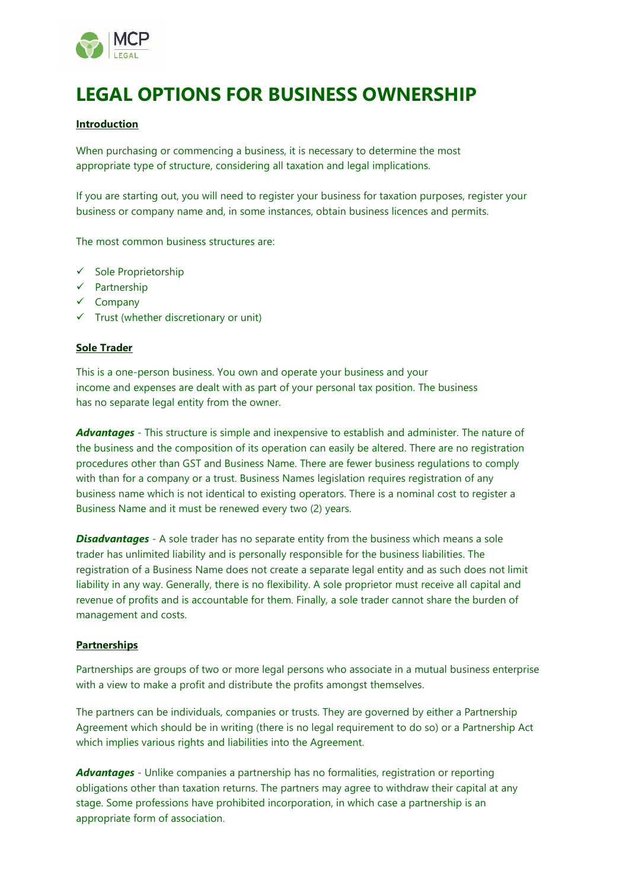# LEGAL OPTIONS FOR BUSINESS OWNERSHIP

**Introduction**

When purchasing or commencing a business, it is necessary to determine the most appropriate type of structure, considering all taxation and legal implications.

If you are starting out, you will need to register your business for taxation purposes, register your business or company name and, in some instances, obtain business licences and permits.

The most common business structures are:

- ✓ Sole Proprietorship
- ✓ Partnership
- ✓ Company
- ✓ Trust (whether discretionary or unit)

**Sole Trader**

This is a one-person business. You own and operate your business and your income and expenses are dealt with as part of your personal tax position. The business has no separate legal entity from the owner.

***Advantages*** - This structure is simple and inexpensive to establish and administer. The nature of the business and the composition of its operation can easily be altered. There are no registration procedures other than GST and Business Name. There are fewer business regulations to comply with than for a company or a trust. Business Names legislation requires registration of any business name which is not identical to existing operators. There is a nominal cost to register a Business Name and it must be renewed every two (2) years.

***Disadvantages*** - A sole trader has no separate entity from the business which means a sole trader has unlimited liability and is personally responsible for the business liabilities. The registration of a Business Name does not create a separate legal entity and as such does not limit liability in any way. Generally, there is no flexibility. A sole proprietor must receive all capital and revenue of profits and is accountable for them. Finally, a sole trader cannot share the burden of management and costs.

**Partnerships**

Partnerships are groups of two or more legal persons who associate in a mutual business enterprise with a view to make a profit and distribute the profits amongst themselves.

The partners can be individuals, companies or trusts. They are governed by either a Partnership Agreement which should be in writing (there is no legal requirement to do so) or a Partnership Act which implies various rights and liabilities into the Agreement.

***Advantages*** - Unlike companies a partnership has no formalities, registration or reporting obligations other than taxation returns. The partners may agree to withdraw their capital at any stage. Some professions have prohibited incorporation, in which case a partnership is an appropriate form of association.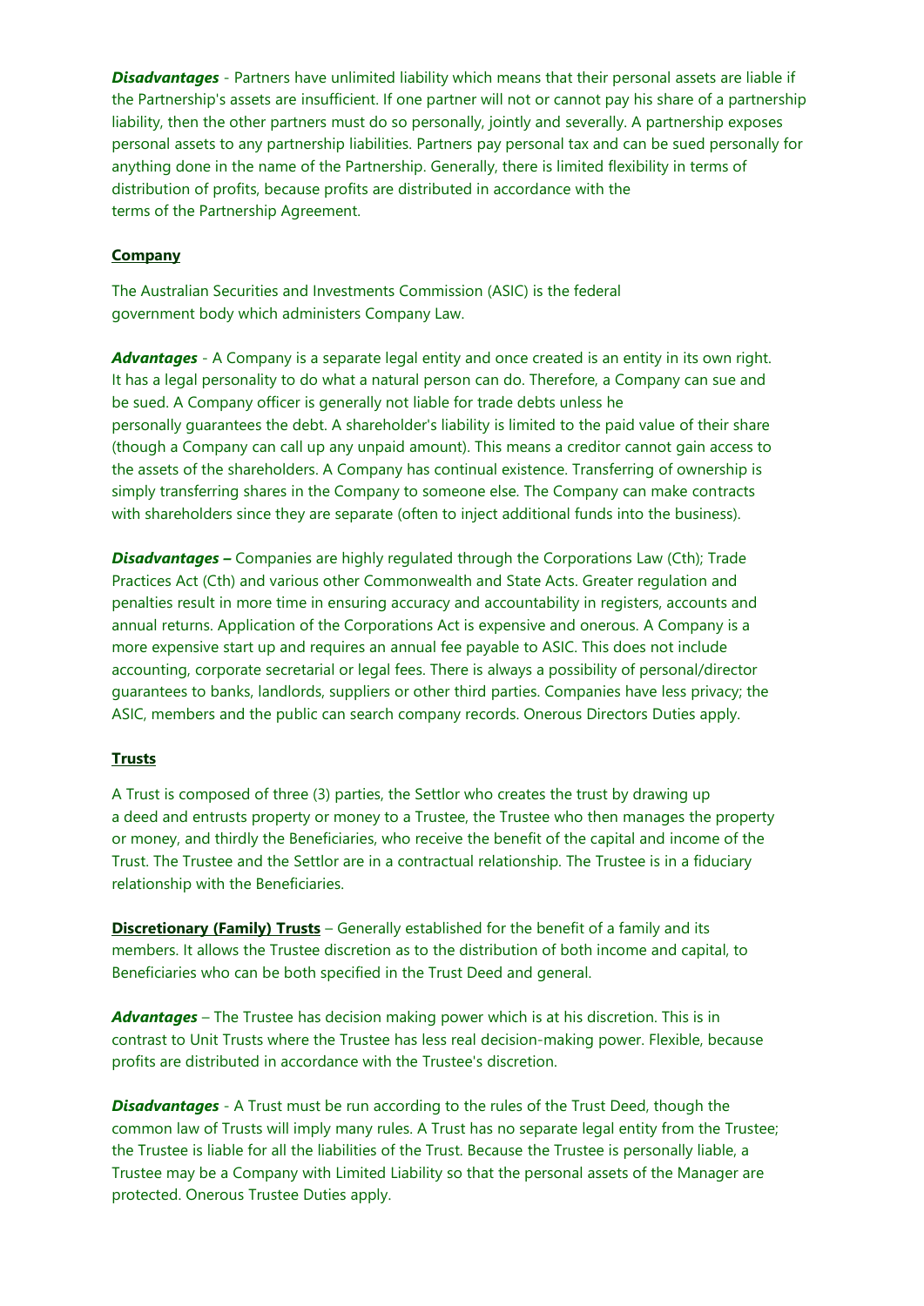***Disadvantages*** - Partners have unlimited liability which means that their personal assets are liable if the Partnership's assets are insufficient. If one partner will not or cannot pay his share of a partnership liability, then the other partners must do so personally, jointly and severally. A partnership exposes personal assets to any partnership liabilities. Partners pay personal tax and can be sued personally for anything done in the name of the Partnership. Generally, there is limited flexibility in terms of distribution of profits, because profits are distributed in accordance with the terms of the Partnership Agreement.

**Company**

The Australian Securities and Investments Commission (ASIC) is the federal government body which administers Company Law.

***Advantages*** - A Company is a separate legal entity and once created is an entity in its own right. It has a legal personality to do what a natural person can do. Therefore, a Company can sue and be sued. A Company officer is generally not liable for trade debts unless he personally guarantees the debt. A shareholder's liability is limited to the paid value of their share (though a Company can call up any unpaid amount). This means a creditor cannot gain access to the assets of the shareholders. A Company has continual existence. Transferring of ownership is simply transferring shares in the Company to someone else. The Company can make contracts with shareholders since they are separate (often to inject additional funds into the business).

***Disadvantages –*** Companies are highly regulated through the Corporations Law (Cth); Trade Practices Act (Cth) and various other Commonwealth and State Acts. Greater regulation and penalties result in more time in ensuring accuracy and accountability in registers, accounts and annual returns. Application of the Corporations Act is expensive and onerous. A Company is a more expensive start up and requires an annual fee payable to ASIC. This does not include accounting, corporate secretarial or legal fees. There is always a possibility of personal/director guarantees to banks, landlords, suppliers or other third parties. Companies have less privacy; the ASIC, members and the public can search company records. Onerous Directors Duties apply.

**Trusts**

A Trust is composed of three (3) parties, the Settlor who creates the trust by drawing up a deed and entrusts property or money to a Trustee, the Trustee who then manages the property or money, and thirdly the Beneficiaries, who receive the benefit of the capital and income of the Trust. The Trustee and the Settlor are in a contractual relationship. The Trustee is in a fiduciary relationship with the Beneficiaries.

**Discretionary (Family) Trusts** – Generally established for the benefit of a family and its members. It allows the Trustee discretion as to the distribution of both income and capital, to Beneficiaries who can be both specified in the Trust Deed and general.

***Advantages*** – The Trustee has decision making power which is at his discretion. This is in contrast to Unit Trusts where the Trustee has less real decision-making power. Flexible, because profits are distributed in accordance with the Trustee's discretion.

***Disadvantages*** - A Trust must be run according to the rules of the Trust Deed, though the common law of Trusts will imply many rules. A Trust has no separate legal entity from the Trustee; the Trustee is liable for all the liabilities of the Trust. Because the Trustee is personally liable, a Trustee may be a Company with Limited Liability so that the personal assets of the Manager are protected. Onerous Trustee Duties apply.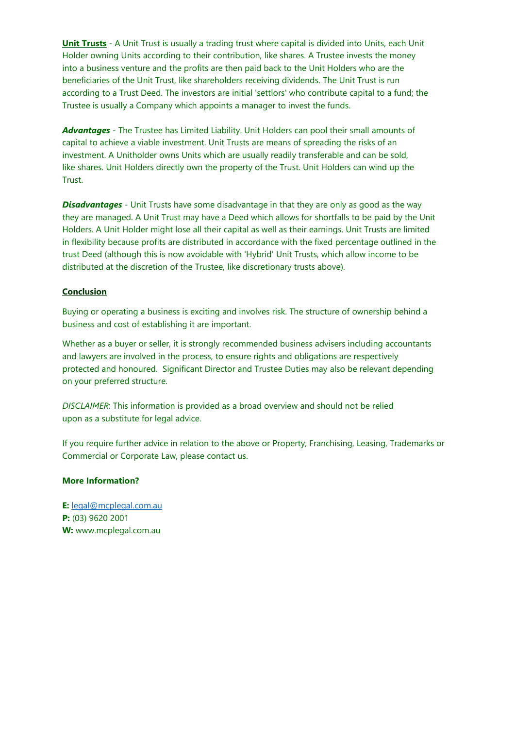**Unit Trusts** - A Unit Trust is usually a trading trust where capital is divided into Units, each Unit Holder owning Units according to their contribution, like shares. A Trustee invests the money into a business venture and the profits are then paid back to the Unit Holders who are the beneficiaries of the Unit Trust, like shareholders receiving dividends. The Unit Trust is run according to a Trust Deed. The investors are initial 'settlors' who contribute capital to a fund; the Trustee is usually a Company which appoints a manager to invest the funds.

***Advantages*** - The Trustee has Limited Liability. Unit Holders can pool their small amounts of capital to achieve a viable investment. Unit Trusts are means of spreading the risks of an investment. A Unitholder owns Units which are usually readily transferable and can be sold, like shares. Unit Holders directly own the property of the Trust. Unit Holders can wind up the Trust.

***Disadvantages*** - Unit Trusts have some disadvantage in that they are only as good as the way they are managed. A Unit Trust may have a Deed which allows for shortfalls to be paid by the Unit Holders. A Unit Holder might lose all their capital as well as their earnings. Unit Trusts are limited in flexibility because profits are distributed in accordance with the fixed percentage outlined in the trust Deed (although this is now avoidable with 'Hybrid' Unit Trusts, which allow income to be distributed at the discretion of the Trustee, like discretionary trusts above).

**Conclusion**

Buying or operating a business is exciting and involves risk. The structure of ownership behind a business and cost of establishing it are important.

Whether as a buyer or seller, it is strongly recommended business advisers including accountants and lawyers are involved in the process, to ensure rights and obligations are respectively protected and honoured. Significant Director and Trustee Duties may also be relevant depending on your preferred structure.

*DISCLAIMER*: This information is provided as a broad overview and should not be relied upon as a substitute for legal advice.

If you require further advice in relation to the above or Property, Franchising, Leasing, Trademarks or Commercial or Corporate Law, please contact us.

**More Information?**

**E:** legal@mcplegal.com.au
**P:** (03) 9620 2001
**W:** www.mcplegal.com.au